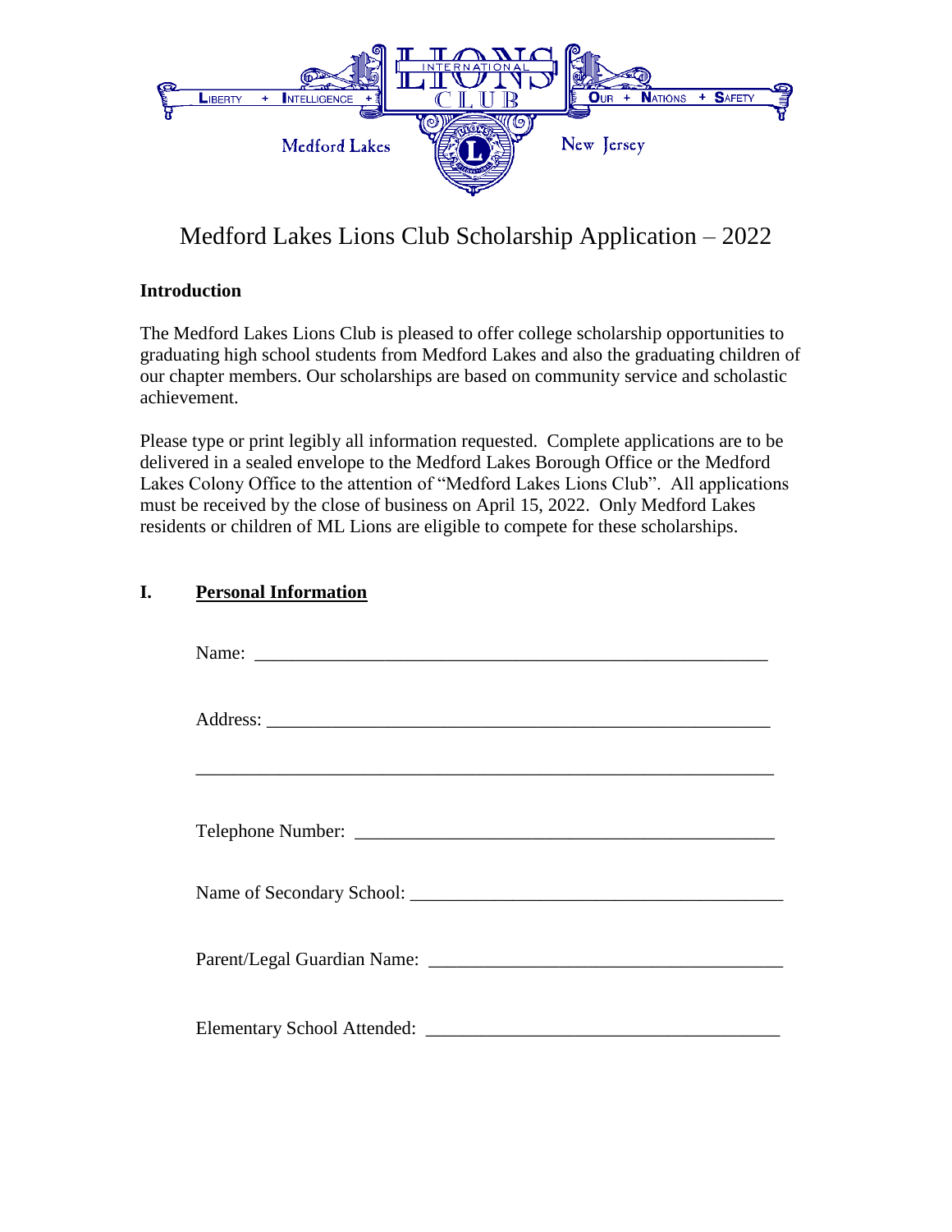LIBERTY + INTELLIGENCE + OUR + NATIONS + SAFETY

LIONS INTERNATIONAL CLUB

Medford Lakes New Jersey

# Medford Lakes Lions Club Scholarship Application – 2022

**Introduction**

The Medford Lakes Lions Club is pleased to offer college scholarship opportunities to graduating high school students from Medford Lakes and also the graduating children of our chapter members. Our scholarships are based on community service and scholastic achievement.

Please type or print legibly all information requested. Complete applications are to be delivered in a sealed envelope to the Medford Lakes Borough Office or the Medford Lakes Colony Office to the attention of "Medford Lakes Lions Club". All applications must be received by the close of business on April 15, 2022. Only Medford Lakes residents or children of ML Lions are eligible to compete for these scholarships.

## I. Personal Information

Name: ________________________________________________________

Address: ______________________________________________________

______________________________________________________________

Telephone Number: _____________________________________________

Name of Secondary School: ______________________________________

Parent/Legal Guardian Name: _____________________________________

Elementary School Attended: _____________________________________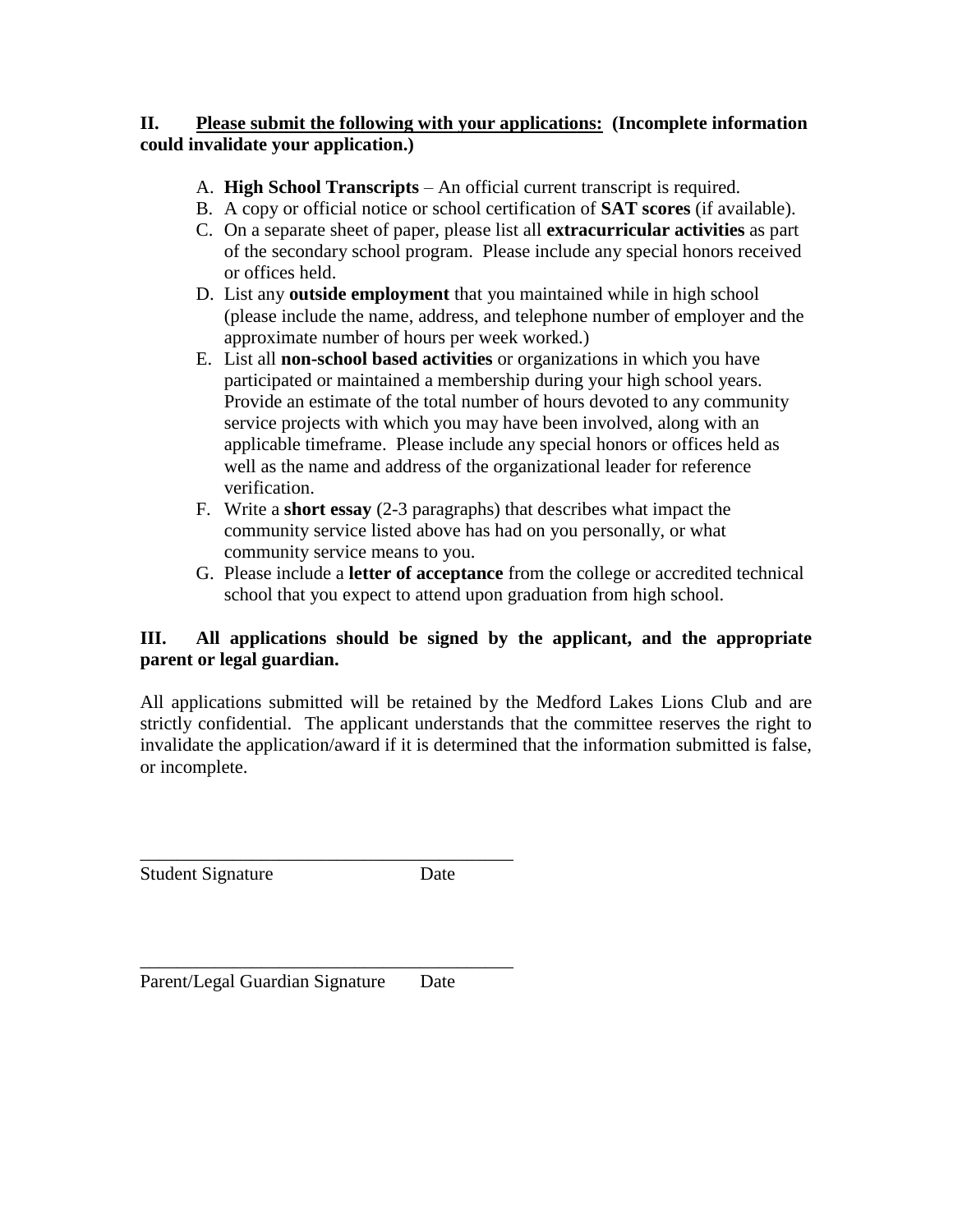**II. <u>Please submit the following with your applications:</u> (Incomplete information could invalidate your application.)**

A. **High School Transcripts** – An official current transcript is required.
B. A copy or official notice or school certification of **SAT scores** (if available).
C. On a separate sheet of paper, please list all **extracurricular activities** as part of the secondary school program. Please include any special honors received or offices held.
D. List any **outside employment** that you maintained while in high school (please include the name, address, and telephone number of employer and the approximate number of hours per week worked.)
E. List all **non-school based activities** or organizations in which you have participated or maintained a membership during your high school years. Provide an estimate of the total number of hours devoted to any community service projects with which you may have been involved, along with an applicable timeframe. Please include any special honors or offices held as well as the name and address of the organizational leader for reference verification.
F. Write a **short essay** (2-3 paragraphs) that describes what impact the community service listed above has had on you personally, or what community service means to you.
G. Please include a **letter of acceptance** from the college or accredited technical school that you expect to attend upon graduation from high school.

**III. All applications should be signed by the applicant, and the appropriate parent or legal guardian.**

All applications submitted will be retained by the Medford Lakes Lions Club and are strictly confidential. The applicant understands that the committee reserves the right to invalidate the application/award if it is determined that the information submitted is false, or incomplete.

\_\_\_\_\_\_\_\_\_\_\_\_\_\_\_\_\_\_\_\_\_\_\_\_\_\_\_\_\_\_\_\_\_\_\_\_\_\_\_\_
Student Signature Date

\_\_\_\_\_\_\_\_\_\_\_\_\_\_\_\_\_\_\_\_\_\_\_\_\_\_\_\_\_\_\_\_\_\_\_\_\_\_\_\_
Parent/Legal Guardian Signature Date